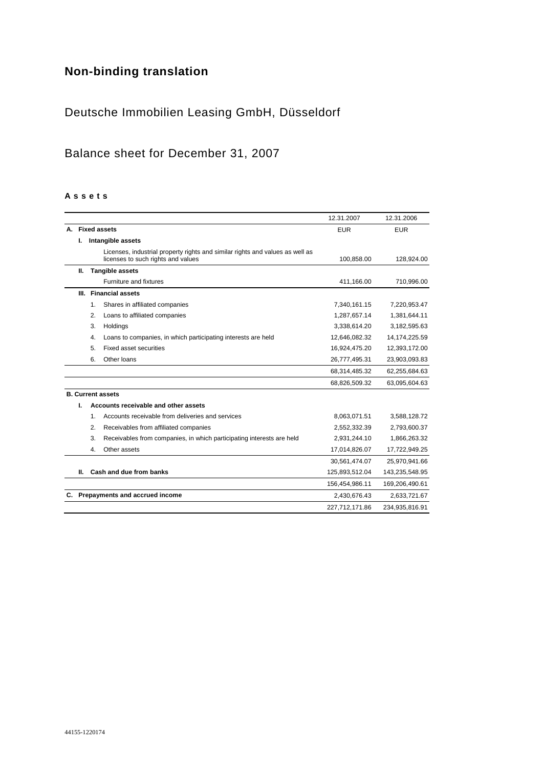# Non-binding translation

## Deutsche Immobilien Leasing GmbH, Düsseldorf

## Balance sheet for December 31, 2007

**A s s e t s**

| | | | | 12.31.2007 | 12.31.2006 |
|---|---|---|---|---|---|
| **A.** | **Fixed assets** | | | EUR | EUR |
| | **I.** | **Intangible assets** | | | |
| | | | Licenses, industrial property rights and similar rights and values as well as licenses to such rights and values | 100,858.00 | 128,924.00 |
| | **II.** | **Tangible assets** | | | |
| | | | Furniture and fixtures | 411,166.00 | 710,996.00 |
| | **III.** | **Financial assets** | | | |
| | | 1. | Shares in affiliated companies | 7,340,161.15 | 7,220,953.47 |
| | | 2. | Loans to affiliated companies | 1,287,657.14 | 1,381,644.11 |
| | | 3. | Holdings | 3,338,614.20 | 3,182,595.63 |
| | | 4. | Loans to companies, in which participating interests are held | 12,646,082.32 | 14,174,225.59 |
| | | 5. | Fixed asset securities | 16,924,475.20 | 12,393,172.00 |
| | | 6. | Other loans | 26,777,495.31 | 23,903,093.83 |
| | | | | 68,314,485.32 | 62,255,684.63 |
| | | | | 68,826,509.32 | 63,095,604.63 |
| **B.** | **Current assets** | | | | |
| | **I.** | **Accounts receivable and other assets** | | | |
| | | 1. | Accounts receivable from deliveries and services | 8,063,071.51 | 3,588,128.72 |
| | | 2. | Receivables from affiliated companies | 2,552,332.39 | 2,793,600.37 |
| | | 3. | Receivables from companies, in which participating interests are held | 2,931,244.10 | 1,866,263.32 |
| | | 4. | Other assets | 17,014,826.07 | 17,722,949.25 |
| | | | | 30,561,474.07 | 25,970,941.66 |
| | **II.** | **Cash and due from banks** | | 125,893,512.04 | 143,235,548.95 |
| | | | | 156,454,986.11 | 169,206,490.61 |
| **C.** | **Prepayments and accrued income** | | | 2,430,676.43 | 2,633,721.67 |
| | | | | 227,712,171.86 | 234,935,816.91 |

44155-1220174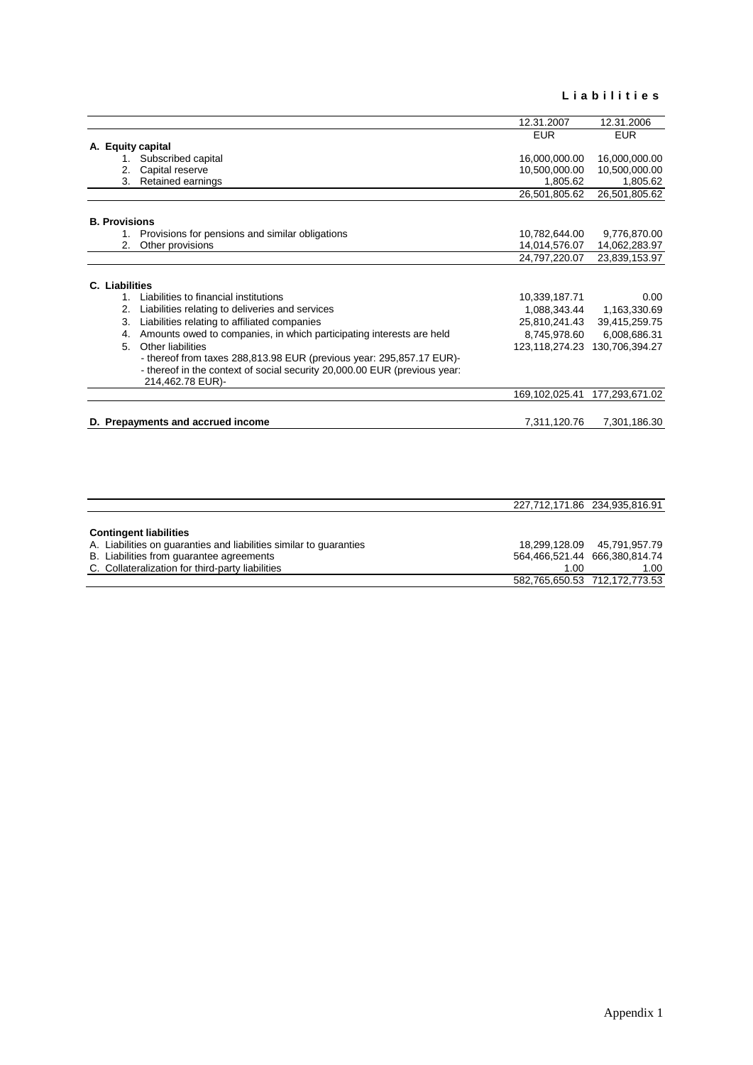# L i a b i l i t i e s

| | 12.31.2007 | 12.31.2006 |
|---|---|---|
| | EUR | EUR |
| **A. Equity capital** | | |
| 1. Subscribed capital | 16,000,000.00 | 16,000,000.00 |
| 2. Capital reserve | 10,500,000.00 | 10,500,000.00 |
| 3. Retained earnings | 1,805.62 | 1,805.62 |
| | 26,501,805.62 | 26,501,805.62 |
| **B. Provisions** | | |
| 1. Provisions for pensions and similar obligations | 10,782,644.00 | 9,776,870.00 |
| 2. Other provisions | 14,014,576.07 | 14,062,283.97 |
| | 24,797,220.07 | 23,839,153.97 |
| **C. Liabilities** | | |
| 1. Liabilities to financial institutions | 10,339,187.71 | 0.00 |
| 2. Liabilities relating to deliveries and services | 1,088,343.44 | 1,163,330.69 |
| 3. Liabilities relating to affiliated companies | 25,810,241.43 | 39,415,259.75 |
| 4. Amounts owed to companies, in which participating interests are held | 8,745,978.60 | 6,008,686.31 |
| 5. Other liabilities | 123,118,274.23 | 130,706,394.27 |
| - thereof from taxes 288,813.98 EUR (previous year: 295,857.17 EUR)- | | |
| - thereof in the context of social security 20,000.00 EUR (previous year: 214,462.78 EUR)- | | |
| | 169,102,025.41 | 177,293,671.02 |
| **D. Prepayments and accrued income** | 7,311,120.76 | 7,301,186.30 |
| | 227,712,171.86 | 234,935,816.91 |

| **Contingent liabilities** | | |
|---|---|---|
| A. Liabilities on guaranties and liabilities similar to guaranties | 18,299,128.09 | 45,791,957.79 |
| B. Liabilities from guarantee agreements | 564,466,521.44 | 666,380,814.74 |
| C. Collateralization for third-party liabilities | 1.00 | 1.00 |
| | 582,765,650.53 | 712,172,773.53 |

Appendix 1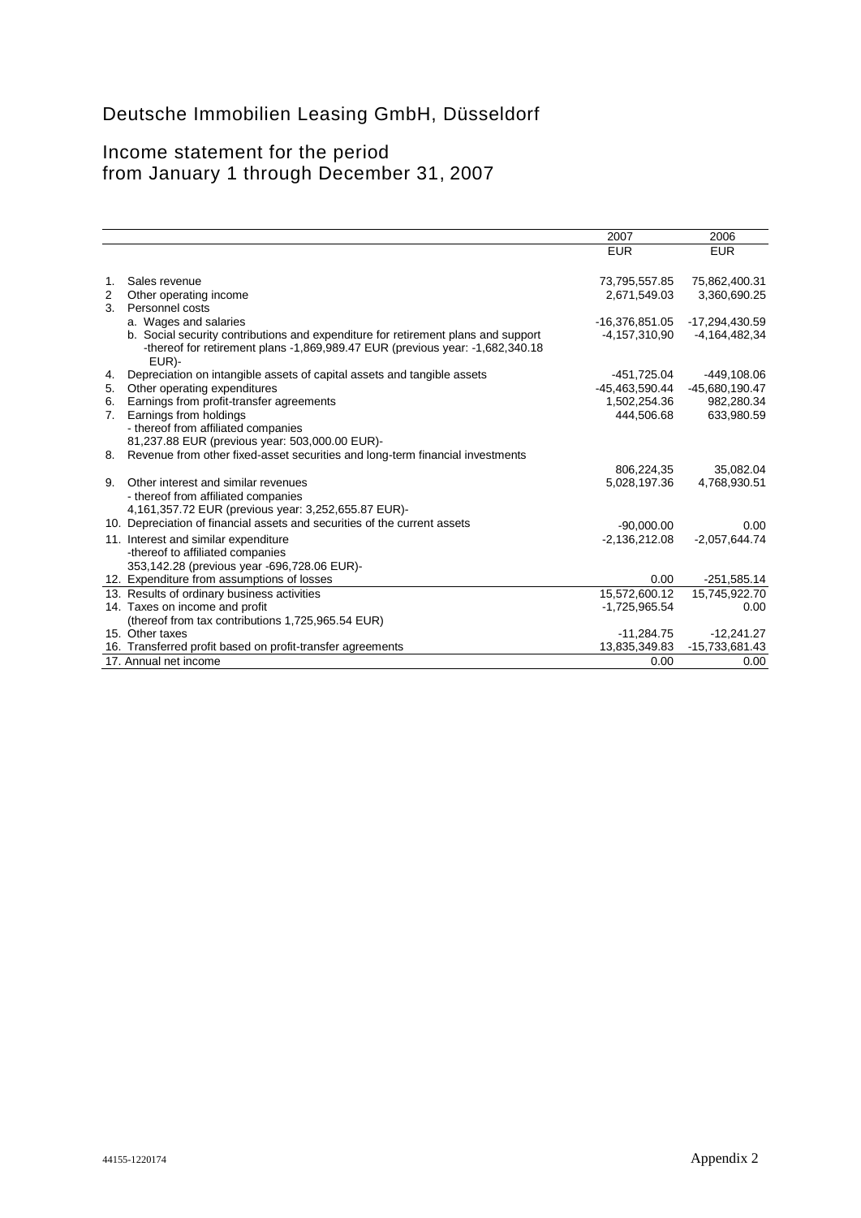# Deutsche Immobilien Leasing GmbH, Düsseldorf

## Income statement for the period from January 1 through December 31, 2007

| | | 2007 | 2006 |
|---|---|---|---|
| | | EUR | EUR |
| 1. | Sales revenue | 73,795,557.85 | 75,862,400.31 |
| 2 | Other operating income | 2,671,549.03 | 3,360,690.25 |
| 3. | Personnel costs | | |
| | a. Wages and salaries | -16,376,851.05 | -17,294,430.59 |
| | b. Social security contributions and expenditure for retirement plans and support -thereof for retirement plans -1,869,989.47 EUR (previous year: -1,682,340.18 EUR)- | -4,157,310,90 | -4,164,482,34 |
| 4. | Depreciation on intangible assets of capital assets and tangible assets | -451,725.04 | -449,108.06 |
| 5. | Other operating expenditures | -45,463,590.44 | -45,680,190.47 |
| 6. | Earnings from profit-transfer agreements | 1,502,254.36 | 982,280.34 |
| 7. | Earnings from holdings - thereof from affiliated companies 81,237.88 EUR (previous year: 503,000.00 EUR)- | 444,506.68 | 633,980.59 |
| 8. | Revenue from other fixed-asset securities and long-term financial investments | 806,224,35 | 35,082.04 |
| 9. | Other interest and similar revenues - thereof from affiliated companies 4,161,357.72 EUR (previous year: 3,252,655.87 EUR)- | 5,028,197.36 | 4,768,930.51 |
| 10. | Depreciation of financial assets and securities of the current assets | -90,000.00 | 0.00 |
| 11. | Interest and similar expenditure -thereof to affiliated companies 353,142.28 (previous year -696,728.06 EUR)- | -2,136,212.08 | -2,057,644.74 |
| 12. | Expenditure from assumptions of losses | 0.00 | -251,585.14 |
| 13. | Results of ordinary business activities | 15,572,600.12 | 15,745,922.70 |
| 14. | Taxes on income and profit (thereof from tax contributions 1,725,965.54 EUR) | -1,725,965.54 | 0.00 |
| 15. | Other taxes | -11,284.75 | -12,241.27 |
| 16. | Transferred profit based on profit-transfer agreements | 13,835,349.83 | -15,733,681.43 |
| 17. | Annual net income | 0.00 | 0.00 |

44155-1220174

Appendix 2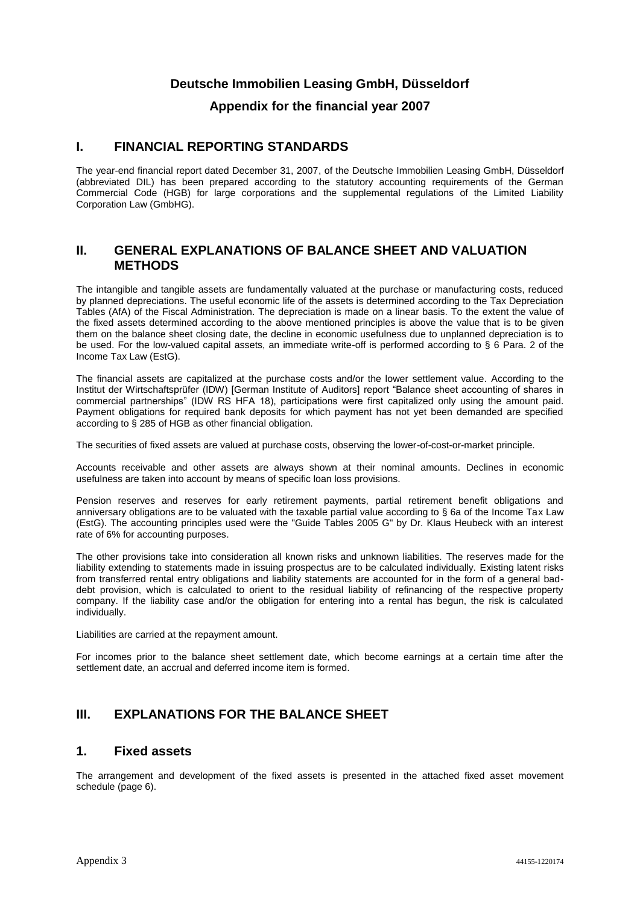# Deutsche Immobilien Leasing GmbH, Düsseldorf

## Appendix for the financial year 2007

## I. FINANCIAL REPORTING STANDARDS

The year-end financial report dated December 31, 2007, of the Deutsche Immobilien Leasing GmbH, Düsseldorf (abbreviated DIL) has been prepared according to the statutory accounting requirements of the German Commercial Code (HGB) for large corporations and the supplemental regulations of the Limited Liability Corporation Law (GmbHG).

## II. GENERAL EXPLANATIONS OF BALANCE SHEET AND VALUATION METHODS

The intangible and tangible assets are fundamentally valuated at the purchase or manufacturing costs, reduced by planned depreciations. The useful economic life of the assets is determined according to the Tax Depreciation Tables (AfA) of the Fiscal Administration. The depreciation is made on a linear basis. To the extent the value of the fixed assets determined according to the above mentioned principles is above the value that is to be given them on the balance sheet closing date, the decline in economic usefulness due to unplanned depreciation is to be used. For the low-valued capital assets, an immediate write-off is performed according to § 6 Para. 2 of the Income Tax Law (EstG).

The financial assets are capitalized at the purchase costs and/or the lower settlement value. According to the Institut der Wirtschaftsprüfer (IDW) [German Institute of Auditors] report "Balance sheet accounting of shares in commercial partnerships" (IDW RS HFA 18), participations were first capitalized only using the amount paid. Payment obligations for required bank deposits for which payment has not yet been demanded are specified according to § 285 of HGB as other financial obligation.

The securities of fixed assets are valued at purchase costs, observing the lower-of-cost-or-market principle.

Accounts receivable and other assets are always shown at their nominal amounts. Declines in economic usefulness are taken into account by means of specific loan loss provisions.

Pension reserves and reserves for early retirement payments, partial retirement benefit obligations and anniversary obligations are to be valuated with the taxable partial value according to § 6a of the Income Tax Law (EstG). The accounting principles used were the "Guide Tables 2005 G" by Dr. Klaus Heubeck with an interest rate of 6% for accounting purposes.

The other provisions take into consideration all known risks and unknown liabilities. The reserves made for the liability extending to statements made in issuing prospectus are to be calculated individually. Existing latent risks from transferred rental entry obligations and liability statements are accounted for in the form of a general bad-debt provision, which is calculated to orient to the residual liability of refinancing of the respective property company. If the liability case and/or the obligation for entering into a rental has begun, the risk is calculated individually.

Liabilities are carried at the repayment amount.

For incomes prior to the balance sheet settlement date, which become earnings at a certain time after the settlement date, an accrual and deferred income item is formed.

## III. EXPLANATIONS FOR THE BALANCE SHEET

### 1. Fixed assets

The arrangement and development of the fixed assets is presented in the attached fixed asset movement schedule (page 6).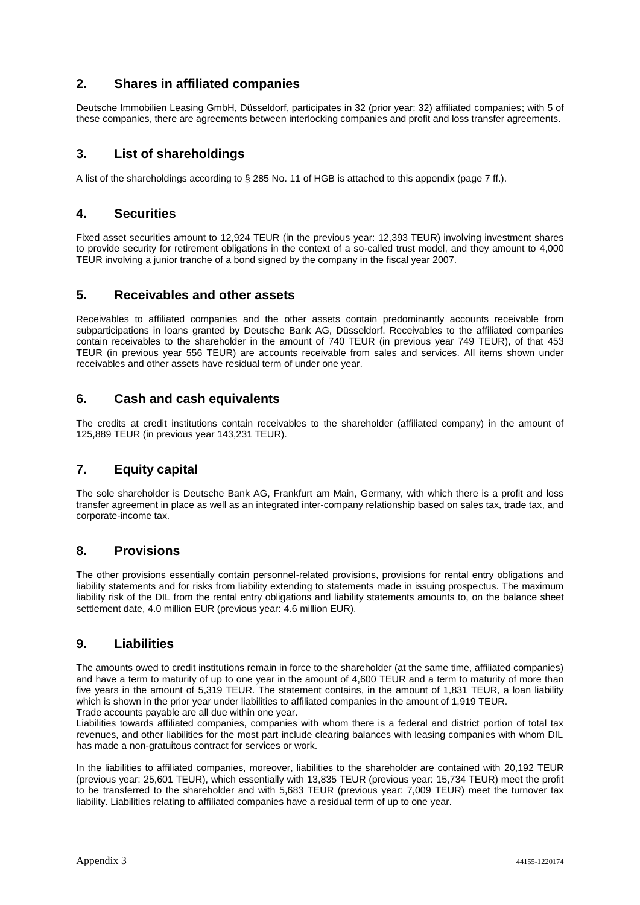## 2. Shares in affiliated companies

Deutsche Immobilien Leasing GmbH, Düsseldorf, participates in 32 (prior year: 32) affiliated companies; with 5 of these companies, there are agreements between interlocking companies and profit and loss transfer agreements.

## 3. List of shareholdings

A list of the shareholdings according to § 285 No. 11 of HGB is attached to this appendix (page 7 ff.).

## 4. Securities

Fixed asset securities amount to 12,924 TEUR (in the previous year: 12,393 TEUR) involving investment shares to provide security for retirement obligations in the context of a so-called trust model, and they amount to 4,000 TEUR involving a junior tranche of a bond signed by the company in the fiscal year 2007.

## 5. Receivables and other assets

Receivables to affiliated companies and the other assets contain predominantly accounts receivable from subparticipations in loans granted by Deutsche Bank AG, Düsseldorf. Receivables to the affiliated companies contain receivables to the shareholder in the amount of 740 TEUR (in previous year 749 TEUR), of that 453 TEUR (in previous year 556 TEUR) are accounts receivable from sales and services. All items shown under receivables and other assets have residual term of under one year.

## 6. Cash and cash equivalents

The credits at credit institutions contain receivables to the shareholder (affiliated company) in the amount of 125,889 TEUR (in previous year 143,231 TEUR).

## 7. Equity capital

The sole shareholder is Deutsche Bank AG, Frankfurt am Main, Germany, with which there is a profit and loss transfer agreement in place as well as an integrated inter-company relationship based on sales tax, trade tax, and corporate-income tax.

## 8. Provisions

The other provisions essentially contain personnel-related provisions, provisions for rental entry obligations and liability statements and for risks from liability extending to statements made in issuing prospectus. The maximum liability risk of the DIL from the rental entry obligations and liability statements amounts to, on the balance sheet settlement date, 4.0 million EUR (previous year: 4.6 million EUR).

## 9. Liabilities

The amounts owed to credit institutions remain in force to the shareholder (at the same time, affiliated companies) and have a term to maturity of up to one year in the amount of 4,600 TEUR and a term to maturity of more than five years in the amount of 5,319 TEUR. The statement contains, in the amount of 1,831 TEUR, a loan liability which is shown in the prior year under liabilities to affiliated companies in the amount of 1,919 TEUR.
Trade accounts payable are all due within one year.
Liabilities towards affiliated companies, companies with whom there is a federal and district portion of total tax revenues, and other liabilities for the most part include clearing balances with leasing companies with whom DIL has made a non-gratuitous contract for services or work.

In the liabilities to affiliated companies, moreover, liabilities to the shareholder are contained with 20,192 TEUR (previous year: 25,601 TEUR), which essentially with 13,835 TEUR (previous year: 15,734 TEUR) meet the profit to be transferred to the shareholder and with 5,683 TEUR (previous year: 7,009 TEUR) meet the turnover tax liability. Liabilities relating to affiliated companies have a residual term of up to one year.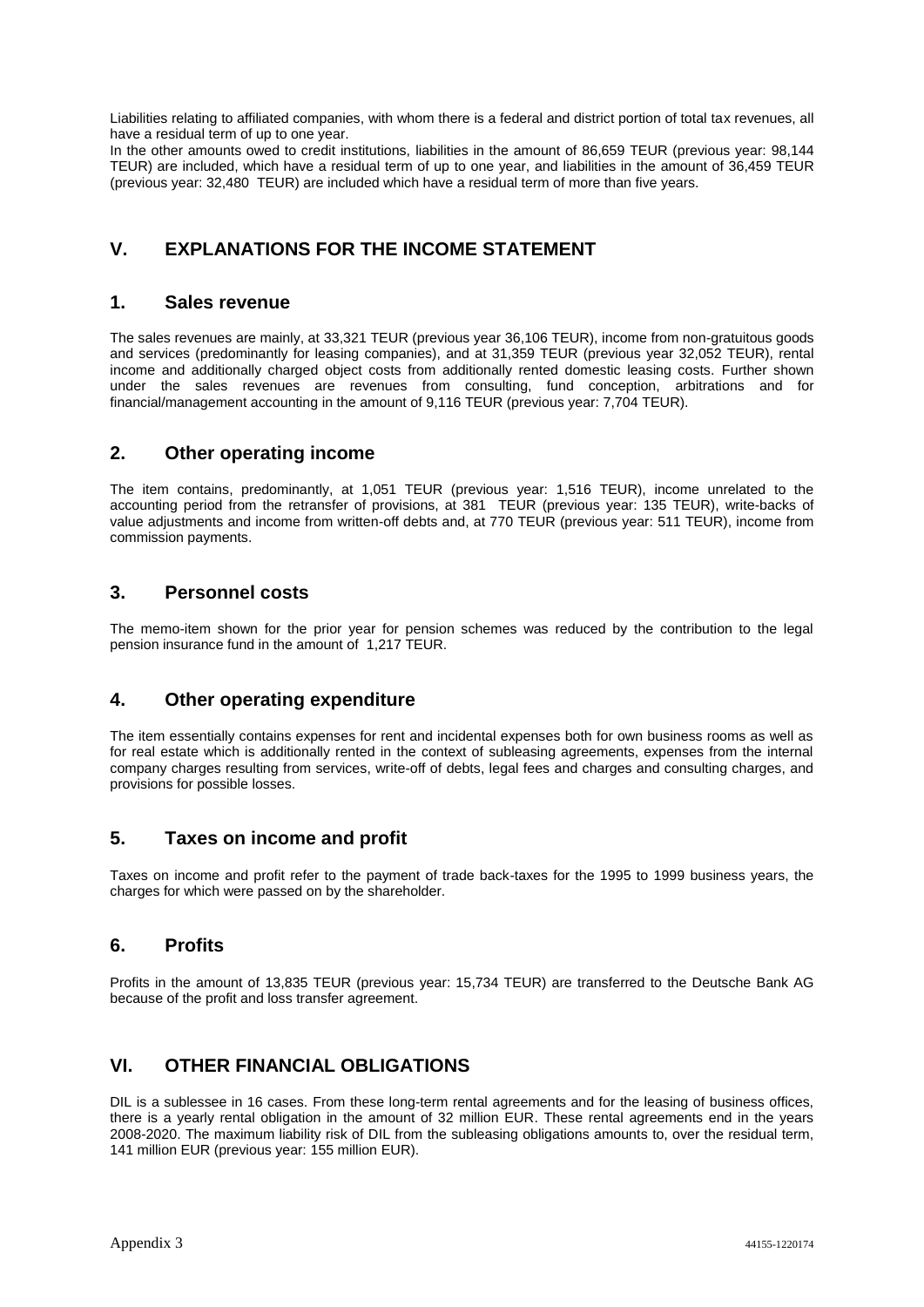Liabilities relating to affiliated companies, with whom there is a federal and district portion of total tax revenues, all have a residual term of up to one year.

In the other amounts owed to credit institutions, liabilities in the amount of 86,659 TEUR (previous year: 98,144 TEUR) are included, which have a residual term of up to one year, and liabilities in the amount of 36,459 TEUR (previous year: 32,480 TEUR) are included which have a residual term of more than five years.

## V. EXPLANATIONS FOR THE INCOME STATEMENT

### 1. Sales revenue

The sales revenues are mainly, at 33,321 TEUR (previous year 36,106 TEUR), income from non-gratuitous goods and services (predominantly for leasing companies), and at 31,359 TEUR (previous year 32,052 TEUR), rental income and additionally charged object costs from additionally rented domestic leasing costs. Further shown under the sales revenues are revenues from consulting, fund conception, arbitrations and for financial/management accounting in the amount of 9,116 TEUR (previous year: 7,704 TEUR).

### 2. Other operating income

The item contains, predominantly, at 1,051 TEUR (previous year: 1,516 TEUR), income unrelated to the accounting period from the retransfer of provisions, at 381 TEUR (previous year: 135 TEUR), write-backs of value adjustments and income from written-off debts and, at 770 TEUR (previous year: 511 TEUR), income from commission payments.

### 3. Personnel costs

The memo-item shown for the prior year for pension schemes was reduced by the contribution to the legal pension insurance fund in the amount of 1,217 TEUR.

### 4. Other operating expenditure

The item essentially contains expenses for rent and incidental expenses both for own business rooms as well as for real estate which is additionally rented in the context of subleasing agreements, expenses from the internal company charges resulting from services, write-off of debts, legal fees and charges and consulting charges, and provisions for possible losses.

### 5. Taxes on income and profit

Taxes on income and profit refer to the payment of trade back-taxes for the 1995 to 1999 business years, the charges for which were passed on by the shareholder.

### 6. Profits

Profits in the amount of 13,835 TEUR (previous year: 15,734 TEUR) are transferred to the Deutsche Bank AG because of the profit and loss transfer agreement.

## VI. OTHER FINANCIAL OBLIGATIONS

DIL is a sublessee in 16 cases. From these long-term rental agreements and for the leasing of business offices, there is a yearly rental obligation in the amount of 32 million EUR. These rental agreements end in the years 2008-2020. The maximum liability risk of DIL from the subleasing obligations amounts to, over the residual term, 141 million EUR (previous year: 155 million EUR).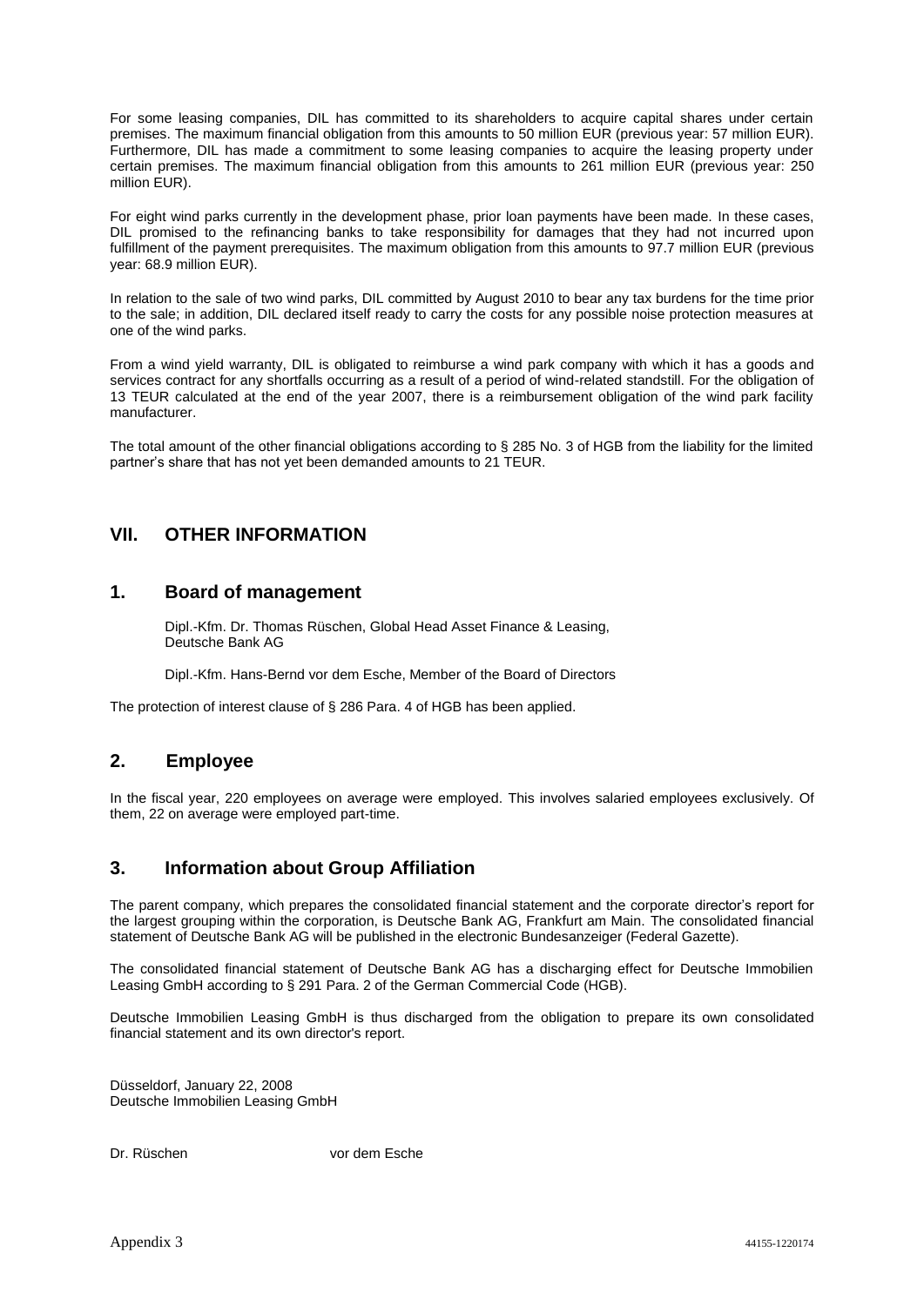For some leasing companies, DIL has committed to its shareholders to acquire capital shares under certain premises. The maximum financial obligation from this amounts to 50 million EUR (previous year: 57 million EUR). Furthermore, DIL has made a commitment to some leasing companies to acquire the leasing property under certain premises. The maximum financial obligation from this amounts to 261 million EUR (previous year: 250 million EUR).

For eight wind parks currently in the development phase, prior loan payments have been made. In these cases, DIL promised to the refinancing banks to take responsibility for damages that they had not incurred upon fulfillment of the payment prerequisites. The maximum obligation from this amounts to 97.7 million EUR (previous year: 68.9 million EUR).

In relation to the sale of two wind parks, DIL committed by August 2010 to bear any tax burdens for the time prior to the sale; in addition, DIL declared itself ready to carry the costs for any possible noise protection measures at one of the wind parks.

From a wind yield warranty, DIL is obligated to reimburse a wind park company with which it has a goods and services contract for any shortfalls occurring as a result of a period of wind-related standstill. For the obligation of 13 TEUR calculated at the end of the year 2007, there is a reimbursement obligation of the wind park facility manufacturer.

The total amount of the other financial obligations according to § 285 No. 3 of HGB from the liability for the limited partner's share that has not yet been demanded amounts to 21 TEUR.

## VII. OTHER INFORMATION

### 1. Board of management

Dipl.-Kfm. Dr. Thomas Rüschen, Global Head Asset Finance & Leasing, Deutsche Bank AG

Dipl.-Kfm. Hans-Bernd vor dem Esche, Member of the Board of Directors

The protection of interest clause of § 286 Para. 4 of HGB has been applied.

### 2. Employee

In the fiscal year, 220 employees on average were employed. This involves salaried employees exclusively. Of them, 22 on average were employed part-time.

### 3. Information about Group Affiliation

The parent company, which prepares the consolidated financial statement and the corporate director's report for the largest grouping within the corporation, is Deutsche Bank AG, Frankfurt am Main. The consolidated financial statement of Deutsche Bank AG will be published in the electronic Bundesanzeiger (Federal Gazette).

The consolidated financial statement of Deutsche Bank AG has a discharging effect for Deutsche Immobilien Leasing GmbH according to § 291 Para. 2 of the German Commercial Code (HGB).

Deutsche Immobilien Leasing GmbH is thus discharged from the obligation to prepare its own consolidated financial statement and its own director's report.

Düsseldorf, January 22, 2008
Deutsche Immobilien Leasing GmbH

Dr. Rüschen vor dem Esche

Appendix 3 44155-1220174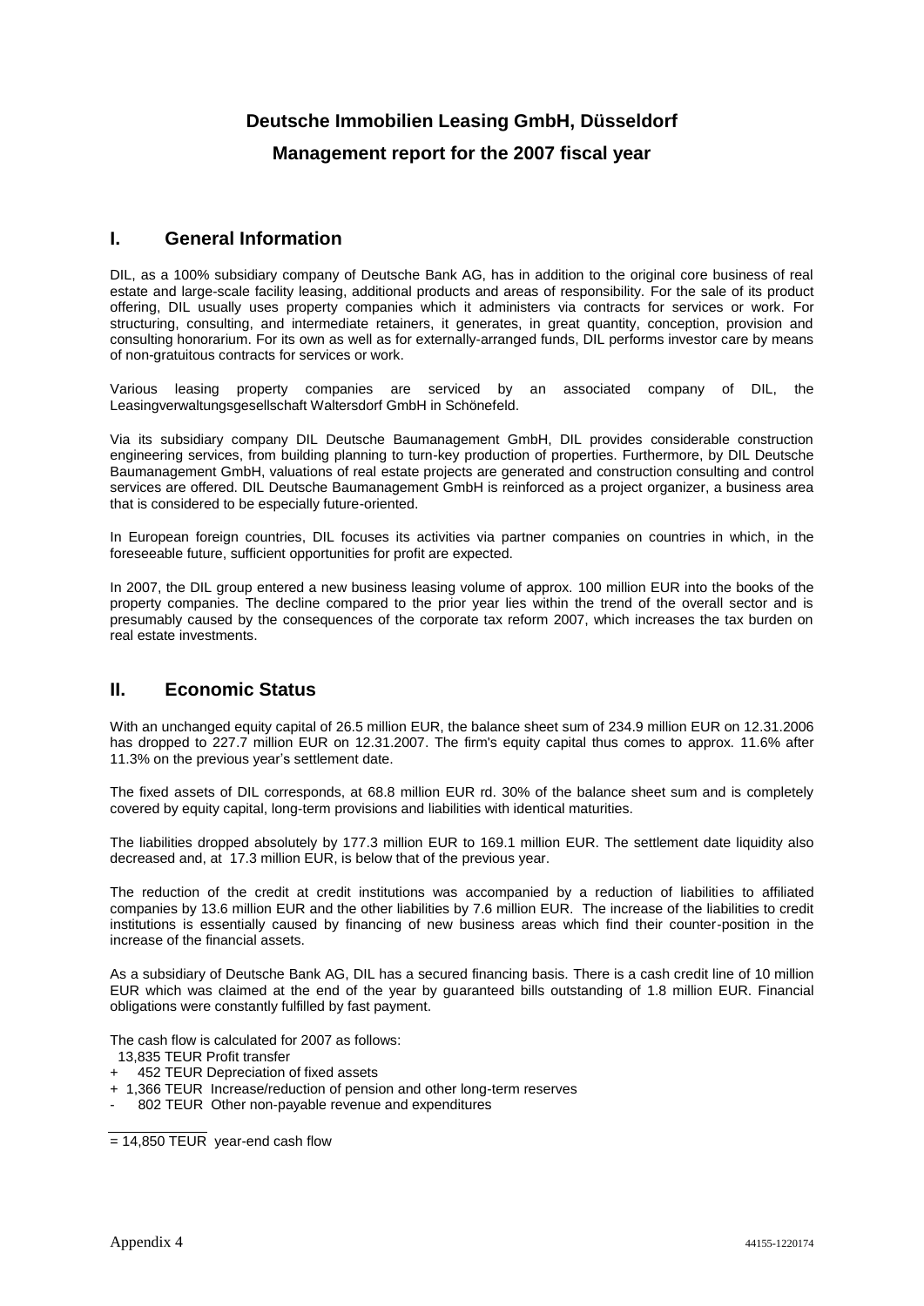# Deutsche Immobilien Leasing GmbH, Düsseldorf

## Management report for the 2007 fiscal year

## I. General Information

DIL, as a 100% subsidiary company of Deutsche Bank AG, has in addition to the original core business of real estate and large-scale facility leasing, additional products and areas of responsibility. For the sale of its product offering, DIL usually uses property companies which it administers via contracts for services or work. For structuring, consulting, and intermediate retainers, it generates, in great quantity, conception, provision and consulting honorarium. For its own as well as for externally-arranged funds, DIL performs investor care by means of non-gratuitous contracts for services or work.

Various leasing property companies are serviced by an associated company of DIL, the Leasingverwaltungsgesellschaft Waltersdorf GmbH in Schönefeld.

Via its subsidiary company DIL Deutsche Baumanagement GmbH, DIL provides considerable construction engineering services, from building planning to turn-key production of properties. Furthermore, by DIL Deutsche Baumanagement GmbH, valuations of real estate projects are generated and construction consulting and control services are offered. DIL Deutsche Baumanagement GmbH is reinforced as a project organizer, a business area that is considered to be especially future-oriented.

In European foreign countries, DIL focuses its activities via partner companies on countries in which, in the foreseeable future, sufficient opportunities for profit are expected.

In 2007, the DIL group entered a new business leasing volume of approx. 100 million EUR into the books of the property companies. The decline compared to the prior year lies within the trend of the overall sector and is presumably caused by the consequences of the corporate tax reform 2007, which increases the tax burden on real estate investments.

## II. Economic Status

With an unchanged equity capital of 26.5 million EUR, the balance sheet sum of 234.9 million EUR on 12.31.2006 has dropped to 227.7 million EUR on 12.31.2007. The firm's equity capital thus comes to approx. 11.6% after 11.3% on the previous year's settlement date.

The fixed assets of DIL corresponds, at 68.8 million EUR rd. 30% of the balance sheet sum and is completely covered by equity capital, long-term provisions and liabilities with identical maturities.

The liabilities dropped absolutely by 177.3 million EUR to 169.1 million EUR. The settlement date liquidity also decreased and, at 17.3 million EUR, is below that of the previous year.

The reduction of the credit at credit institutions was accompanied by a reduction of liabilities to affiliated companies by 13.6 million EUR and the other liabilities by 7.6 million EUR. The increase of the liabilities to credit institutions is essentially caused by financing of new business areas which find their counter-position in the increase of the financial assets.

As a subsidiary of Deutsche Bank AG, DIL has a secured financing basis. There is a cash credit line of 10 million EUR which was claimed at the end of the year by guaranteed bills outstanding of 1.8 million EUR. Financial obligations were constantly fulfilled by fast payment.

The cash flow is calculated for 2007 as follows:

|   |   |   |
|---|---|---|
|   | 13,835 TEUR | Profit transfer |
| + | 452 TEUR | Depreciation of fixed assets |
| + | 1,366 TEUR | Increase/reduction of pension and other long-term reserves |
| - | 802 TEUR | Other non-payable revenue and expenditures |
| = | 14,850 TEUR | year-end cash flow |

Appendix 4 44155-1220174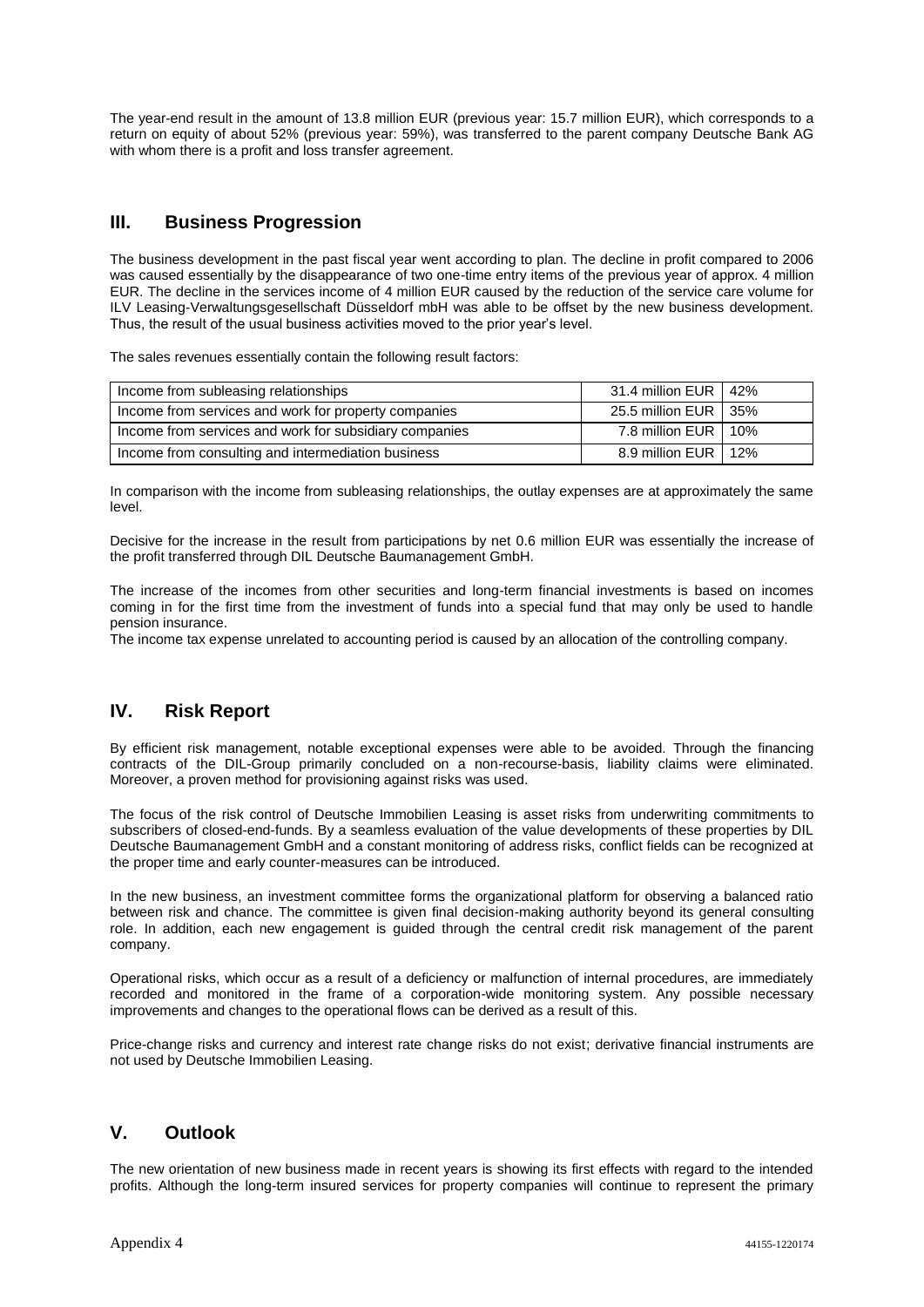The year-end result in the amount of 13.8 million EUR (previous year: 15.7 million EUR), which corresponds to a return on equity of about 52% (previous year: 59%), was transferred to the parent company Deutsche Bank AG with whom there is a profit and loss transfer agreement.

## III. Business Progression

The business development in the past fiscal year went according to plan. The decline in profit compared to 2006 was caused essentially by the disappearance of two one-time entry items of the previous year of approx. 4 million EUR. The decline in the services income of 4 million EUR caused by the reduction of the service care volume for ILV Leasing-Verwaltungsgesellschaft Düsseldorf mbH was able to be offset by the new business development. Thus, the result of the usual business activities moved to the prior year's level.

The sales revenues essentially contain the following result factors:

| | | |
|---|---|---|
| Income from subleasing relationships | 31.4 million EUR | 42% |
| Income from services and work for property companies | 25.5 million EUR | 35% |
| Income from services and work for subsidiary companies | 7.8 million EUR | 10% |
| Income from consulting and intermediation business | 8.9 million EUR | 12% |

In comparison with the income from subleasing relationships, the outlay expenses are at approximately the same level.

Decisive for the increase in the result from participations by net 0.6 million EUR was essentially the increase of the profit transferred through DIL Deutsche Baumanagement GmbH.

The increase of the incomes from other securities and long-term financial investments is based on incomes coming in for the first time from the investment of funds into a special fund that may only be used to handle pension insurance.

The income tax expense unrelated to accounting period is caused by an allocation of the controlling company.

## IV. Risk Report

By efficient risk management, notable exceptional expenses were able to be avoided. Through the financing contracts of the DIL-Group primarily concluded on a non-recourse-basis, liability claims were eliminated. Moreover, a proven method for provisioning against risks was used.

The focus of the risk control of Deutsche Immobilien Leasing is asset risks from underwriting commitments to subscribers of closed-end-funds. By a seamless evaluation of the value developments of these properties by DIL Deutsche Baumanagement GmbH and a constant monitoring of address risks, conflict fields can be recognized at the proper time and early counter-measures can be introduced.

In the new business, an investment committee forms the organizational platform for observing a balanced ratio between risk and chance. The committee is given final decision-making authority beyond its general consulting role. In addition, each new engagement is guided through the central credit risk management of the parent company.

Operational risks, which occur as a result of a deficiency or malfunction of internal procedures, are immediately recorded and monitored in the frame of a corporation-wide monitoring system. Any possible necessary improvements and changes to the operational flows can be derived as a result of this.

Price-change risks and currency and interest rate change risks do not exist; derivative financial instruments are not used by Deutsche Immobilien Leasing.

## V. Outlook

The new orientation of new business made in recent years is showing its first effects with regard to the intended profits. Although the long-term insured services for property companies will continue to represent the primary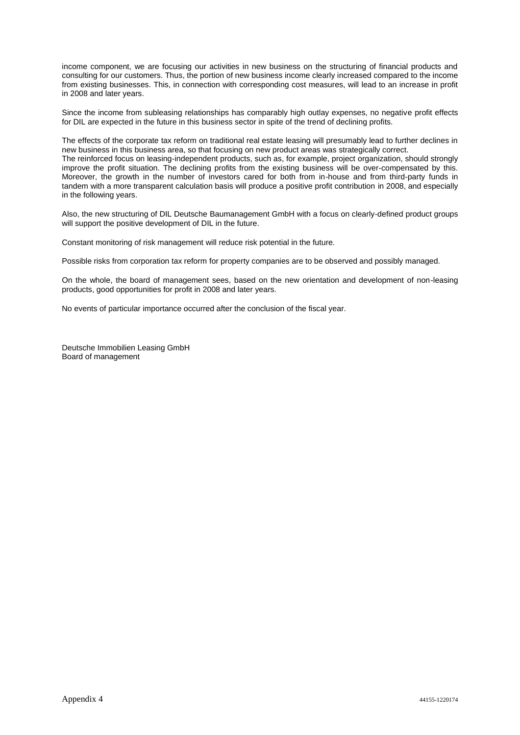income component, we are focusing our activities in new business on the structuring of financial products and consulting for our customers. Thus, the portion of new business income clearly increased compared to the income from existing businesses. This, in connection with corresponding cost measures, will lead to an increase in profit in 2008 and later years.

Since the income from subleasing relationships has comparably high outlay expenses, no negative profit effects for DIL are expected in the future in this business sector in spite of the trend of declining profits.

The effects of the corporate tax reform on traditional real estate leasing will presumably lead to further declines in new business in this business area, so that focusing on new product areas was strategically correct.
The reinforced focus on leasing-independent products, such as, for example, project organization, should strongly improve the profit situation. The declining profits from the existing business will be over-compensated by this. Moreover, the growth in the number of investors cared for both from in-house and from third-party funds in tandem with a more transparent calculation basis will produce a positive profit contribution in 2008, and especially in the following years.

Also, the new structuring of DIL Deutsche Baumanagement GmbH with a focus on clearly-defined product groups will support the positive development of DIL in the future.

Constant monitoring of risk management will reduce risk potential in the future.

Possible risks from corporation tax reform for property companies are to be observed and possibly managed.

On the whole, the board of management sees, based on the new orientation and development of non-leasing products, good opportunities for profit in 2008 and later years.

No events of particular importance occurred after the conclusion of the fiscal year.

Deutsche Immobilien Leasing GmbH
Board of management

Appendix 4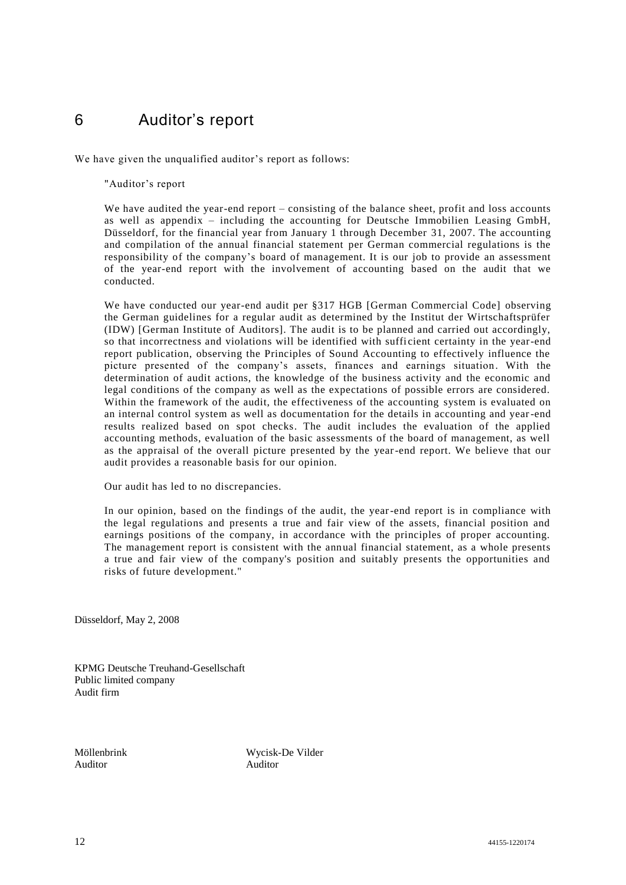# 6 Auditor's report

We have given the unqualified auditor's report as follows:

"Auditor's report

We have audited the year-end report – consisting of the balance sheet, profit and loss accounts as well as appendix – including the accounting for Deutsche Immobilien Leasing GmbH, Düsseldorf, for the financial year from January 1 through December 31, 2007. The accounting and compilation of the annual financial statement per German commercial regulations is the responsibility of the company's board of management. It is our job to provide an assessment of the year-end report with the involvement of accounting based on the audit that we conducted.

We have conducted our year-end audit per §317 HGB [German Commercial Code] observing the German guidelines for a regular audit as determined by the Institut der Wirtschaftsprüfer (IDW) [German Institute of Auditors]. The audit is to be planned and carried out accordingly, so that incorrectness and violations will be identified with sufficient certainty in the year-end report publication, observing the Principles of Sound Accounting to effectively influence the picture presented of the company's assets, finances and earnings situation. With the determination of audit actions, the knowledge of the business activity and the economic and legal conditions of the company as well as the expectations of possible errors are considered. Within the framework of the audit, the effectiveness of the accounting system is evaluated on an internal control system as well as documentation for the details in accounting and year-end results realized based on spot checks. The audit includes the evaluation of the applied accounting methods, evaluation of the basic assessments of the board of management, as well as the appraisal of the overall picture presented by the year-end report. We believe that our audit provides a reasonable basis for our opinion.

Our audit has led to no discrepancies.

In our opinion, based on the findings of the audit, the year-end report is in compliance with the legal regulations and presents a true and fair view of the assets, financial position and earnings positions of the company, in accordance with the principles of proper accounting. The management report is consistent with the annual financial statement, as a whole presents a true and fair view of the company's position and suitably presents the opportunities and risks of future development."

Düsseldorf, May 2, 2008

KPMG Deutsche Treuhand-Gesellschaft
Public limited company
Audit firm

| | |
|---|---|
| Möllenbrink | Wycisk-De Vilder |
| Auditor | Auditor |

44155-1220174